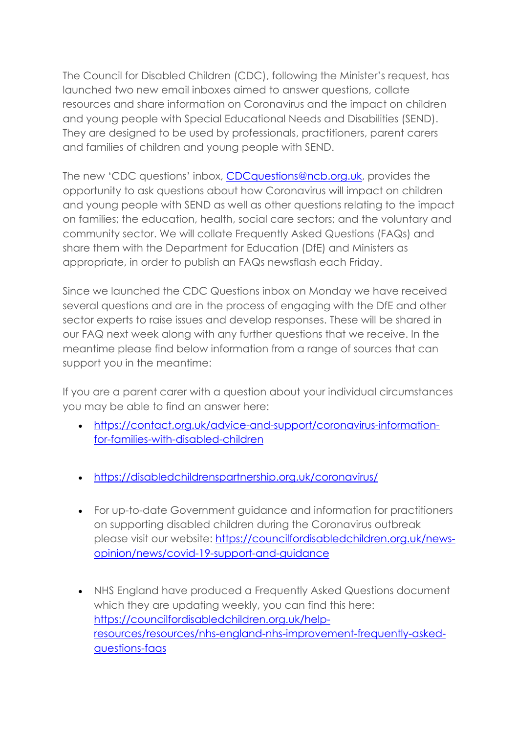The Council for Disabled Children (CDC), following the Minister's request, has launched two new email inboxes aimed to answer questions, collate resources and share information on Coronavirus and the impact on children and young people with Special Educational Needs and Disabilities (SEND). They are designed to be used by professionals, practitioners, parent carers and families of children and young people with SEND.

The new 'CDC questions' inbox, [CDCquestions@ncb.org.uk](mailto:CDCquestions@ncb.org.uk), provides the opportunity to ask questions about how Coronavirus will impact on children and young people with SEND as well as other questions relating to the impact on families; the education, health, social care sectors; and the voluntary and community sector. We will collate Frequently Asked Questions (FAQs) and share them with the Department for Education (DfE) and Ministers as appropriate, in order to publish an FAQs newsflash each Friday.

Since we launched the CDC Questions inbox on Monday we have received several questions and are in the process of engaging with the DfE and other sector experts to raise issues and develop responses. These will be shared in our FAQ next week along with any further questions that we receive. In the meantime please find below information from a range of sources that can support you in the meantime:

If you are a parent carer with a question about your individual circumstances you may be able to find an answer here:

- https://contact.org.uk/advice-and-support/coronavirus-information-for-families-with-disabled-children
- https://disabledchildrenspartnership.org.uk/coronavirus/
- For up-to-date Government guidance and information for practitioners on supporting disabled children during the Coronavirus outbreak please visit our website: https://councilfordisabledchildren.org.uk/news-opinion/news/covid-19-support-and-guidance
- NHS England have produced a Frequently Asked Questions document which they are updating weekly, you can find this here: https://councilfordisabledchildren.org.uk/help-resources/resources/nhs-england-nhs-improvement-frequently-asked-questions-faqs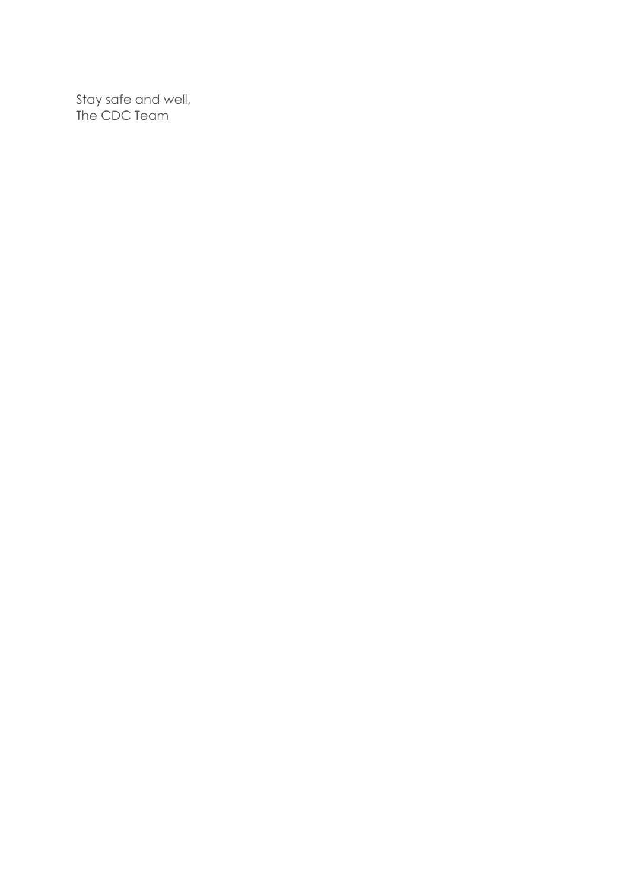Stay safe and well,
The CDC Team